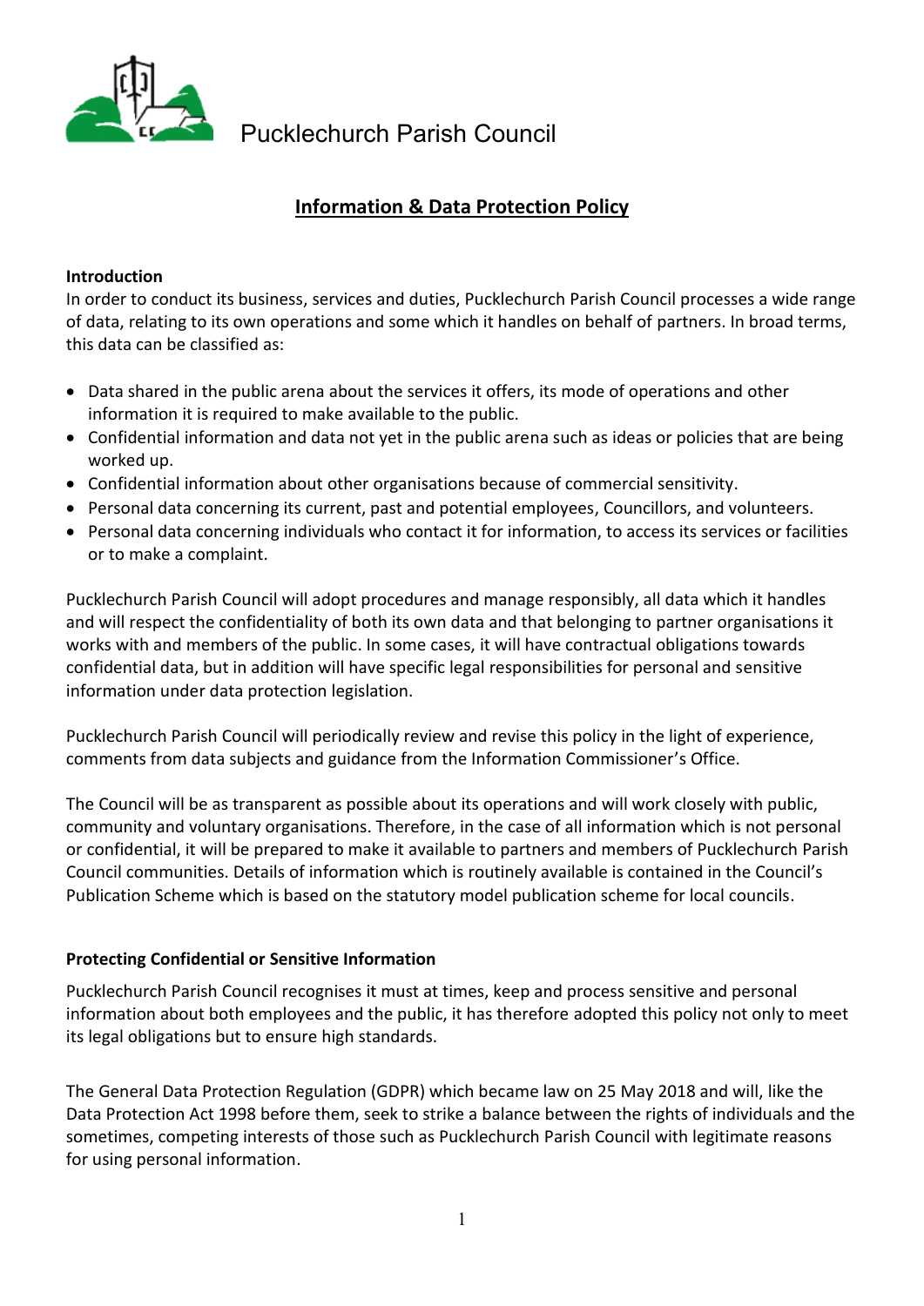Pucklechurch Parish Council

# Information & Data Protection Policy

**Introduction**

In order to conduct its business, services and duties, Pucklechurch Parish Council processes a wide range of data, relating to its own operations and some which it handles on behalf of partners. In broad terms, this data can be classified as:

- Data shared in the public arena about the services it offers, its mode of operations and other information it is required to make available to the public.
- Confidential information and data not yet in the public arena such as ideas or policies that are being worked up.
- Confidential information about other organisations because of commercial sensitivity.
- Personal data concerning its current, past and potential employees, Councillors, and volunteers.
- Personal data concerning individuals who contact it for information, to access its services or facilities or to make a complaint.

Pucklechurch Parish Council will adopt procedures and manage responsibly, all data which it handles and will respect the confidentiality of both its own data and that belonging to partner organisations it works with and members of the public. In some cases, it will have contractual obligations towards confidential data, but in addition will have specific legal responsibilities for personal and sensitive information under data protection legislation.

Pucklechurch Parish Council will periodically review and revise this policy in the light of experience, comments from data subjects and guidance from the Information Commissioner's Office.

The Council will be as transparent as possible about its operations and will work closely with public, community and voluntary organisations. Therefore, in the case of all information which is not personal or confidential, it will be prepared to make it available to partners and members of Pucklechurch Parish Council communities. Details of information which is routinely available is contained in the Council's Publication Scheme which is based on the statutory model publication scheme for local councils.

**Protecting Confidential or Sensitive Information**

Pucklechurch Parish Council recognises it must at times, keep and process sensitive and personal information about both employees and the public, it has therefore adopted this policy not only to meet its legal obligations but to ensure high standards.

The General Data Protection Regulation (GDPR) which became law on 25 May 2018 and will, like the Data Protection Act 1998 before them, seek to strike a balance between the rights of individuals and the sometimes, competing interests of those such as Pucklechurch Parish Council with legitimate reasons for using personal information.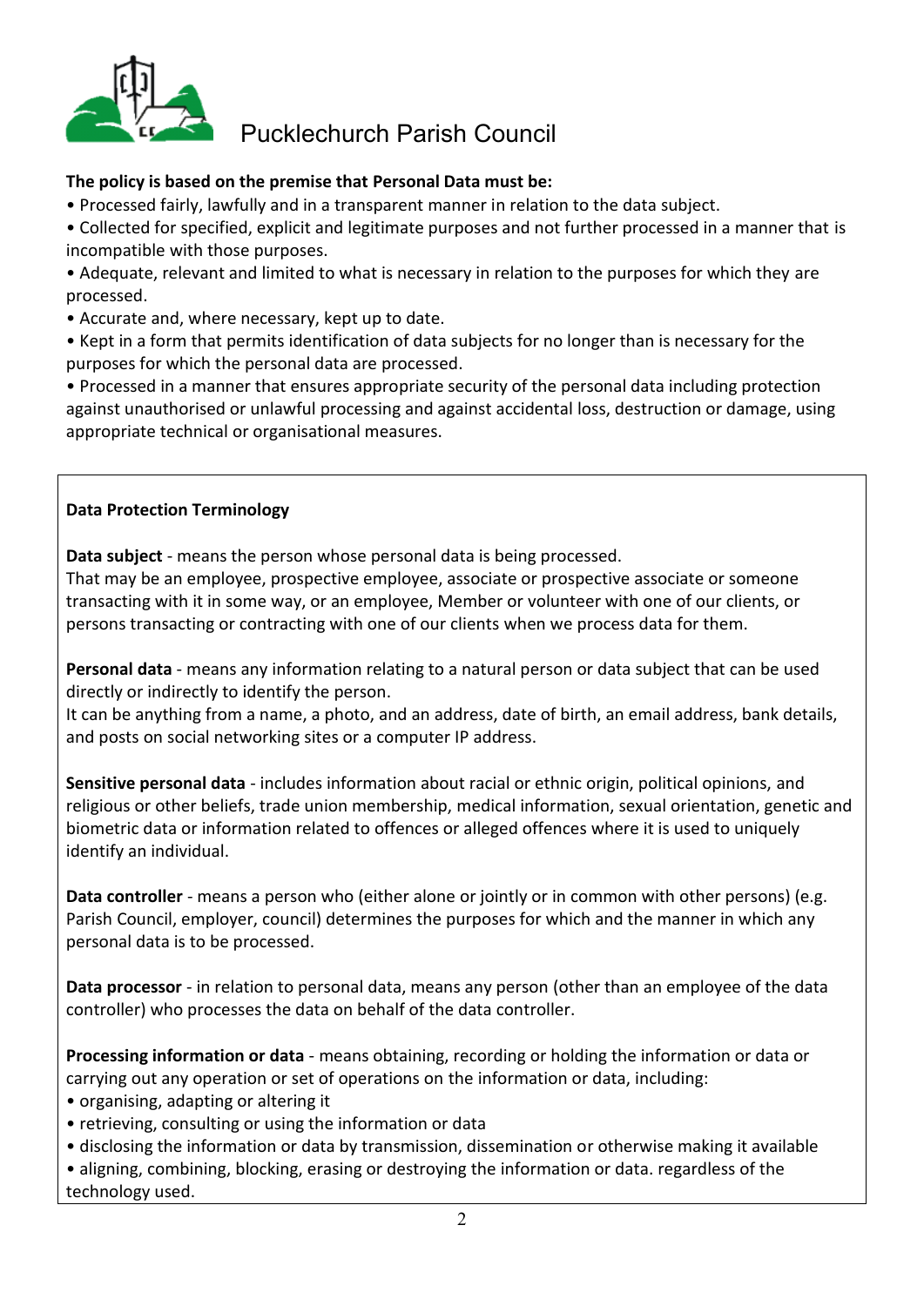**The policy is based on the premise that Personal Data must be:**

- Processed fairly, lawfully and in a transparent manner in relation to the data subject.
- Collected for specified, explicit and legitimate purposes and not further processed in a manner that is incompatible with those purposes.
- Adequate, relevant and limited to what is necessary in relation to the purposes for which they are processed.
- Accurate and, where necessary, kept up to date.
- Kept in a form that permits identification of data subjects for no longer than is necessary for the purposes for which the personal data are processed.
- Processed in a manner that ensures appropriate security of the personal data including protection against unauthorised or unlawful processing and against accidental loss, destruction or damage, using appropriate technical or organisational measures.

**Data Protection Terminology**

**Data subject** - means the person whose personal data is being processed.
That may be an employee, prospective employee, associate or prospective associate or someone transacting with it in some way, or an employee, Member or volunteer with one of our clients, or persons transacting or contracting with one of our clients when we process data for them.

**Personal data** - means any information relating to a natural person or data subject that can be used directly or indirectly to identify the person.
It can be anything from a name, a photo, and an address, date of birth, an email address, bank details, and posts on social networking sites or a computer IP address.

**Sensitive personal data** - includes information about racial or ethnic origin, political opinions, and religious or other beliefs, trade union membership, medical information, sexual orientation, genetic and biometric data or information related to offences or alleged offences where it is used to uniquely identify an individual.

**Data controller** - means a person who (either alone or jointly or in common with other persons) (e.g. Parish Council, employer, council) determines the purposes for which and the manner in which any personal data is to be processed.

**Data processor** - in relation to personal data, means any person (other than an employee of the data controller) who processes the data on behalf of the data controller.

**Processing information or data** - means obtaining, recording or holding the information or data or carrying out any operation or set of operations on the information or data, including:

- organising, adapting or altering it
- retrieving, consulting or using the information or data
- disclosing the information or data by transmission, dissemination or otherwise making it available
- aligning, combining, blocking, erasing or destroying the information or data. regardless of the technology used.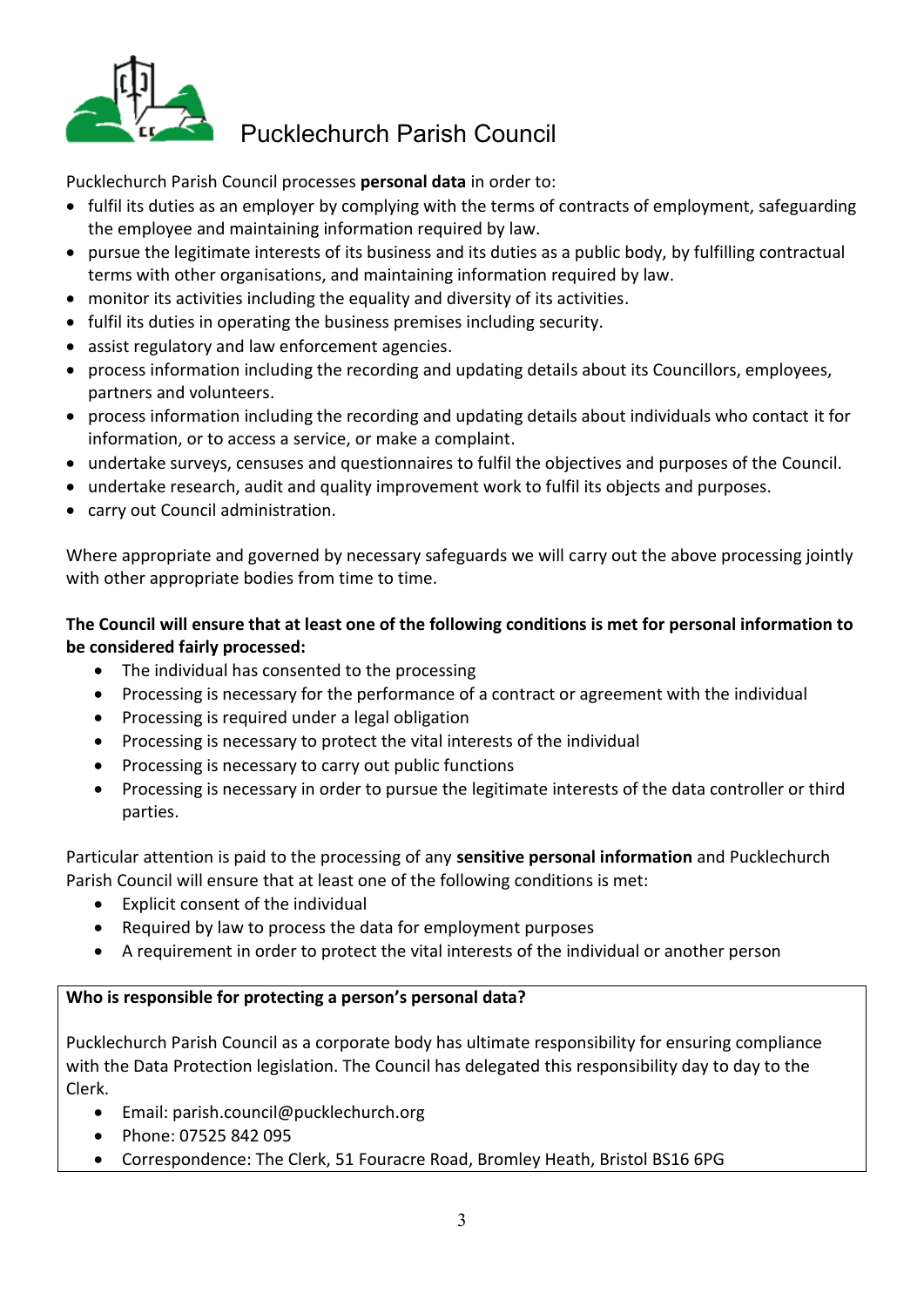# Pucklechurch Parish Council

Pucklechurch Parish Council processes **personal data** in order to:

- fulfil its duties as an employer by complying with the terms of contracts of employment, safeguarding the employee and maintaining information required by law.
- pursue the legitimate interests of its business and its duties as a public body, by fulfilling contractual terms with other organisations, and maintaining information required by law.
- monitor its activities including the equality and diversity of its activities.
- fulfil its duties in operating the business premises including security.
- assist regulatory and law enforcement agencies.
- process information including the recording and updating details about its Councillors, employees, partners and volunteers.
- process information including the recording and updating details about individuals who contact it for information, or to access a service, or make a complaint.
- undertake surveys, censuses and questionnaires to fulfil the objectives and purposes of the Council.
- undertake research, audit and quality improvement work to fulfil its objects and purposes.
- carry out Council administration.

Where appropriate and governed by necessary safeguards we will carry out the above processing jointly with other appropriate bodies from time to time.

**The Council will ensure that at least one of the following conditions is met for personal information to be considered fairly processed:**

- The individual has consented to the processing
- Processing is necessary for the performance of a contract or agreement with the individual
- Processing is required under a legal obligation
- Processing is necessary to protect the vital interests of the individual
- Processing is necessary to carry out public functions
- Processing is necessary in order to pursue the legitimate interests of the data controller or third parties.

Particular attention is paid to the processing of any **sensitive personal information** and Pucklechurch Parish Council will ensure that at least one of the following conditions is met:

- Explicit consent of the individual
- Required by law to process the data for employment purposes
- A requirement in order to protect the vital interests of the individual or another person

**Who is responsible for protecting a person's personal data?**

Pucklechurch Parish Council as a corporate body has ultimate responsibility for ensuring compliance with the Data Protection legislation. The Council has delegated this responsibility day to day to the Clerk.

- Email: parish.council@pucklechurch.org
- Phone: 07525 842 095
- Correspondence: The Clerk, 51 Fouracre Road, Bromley Heath, Bristol BS16 6PG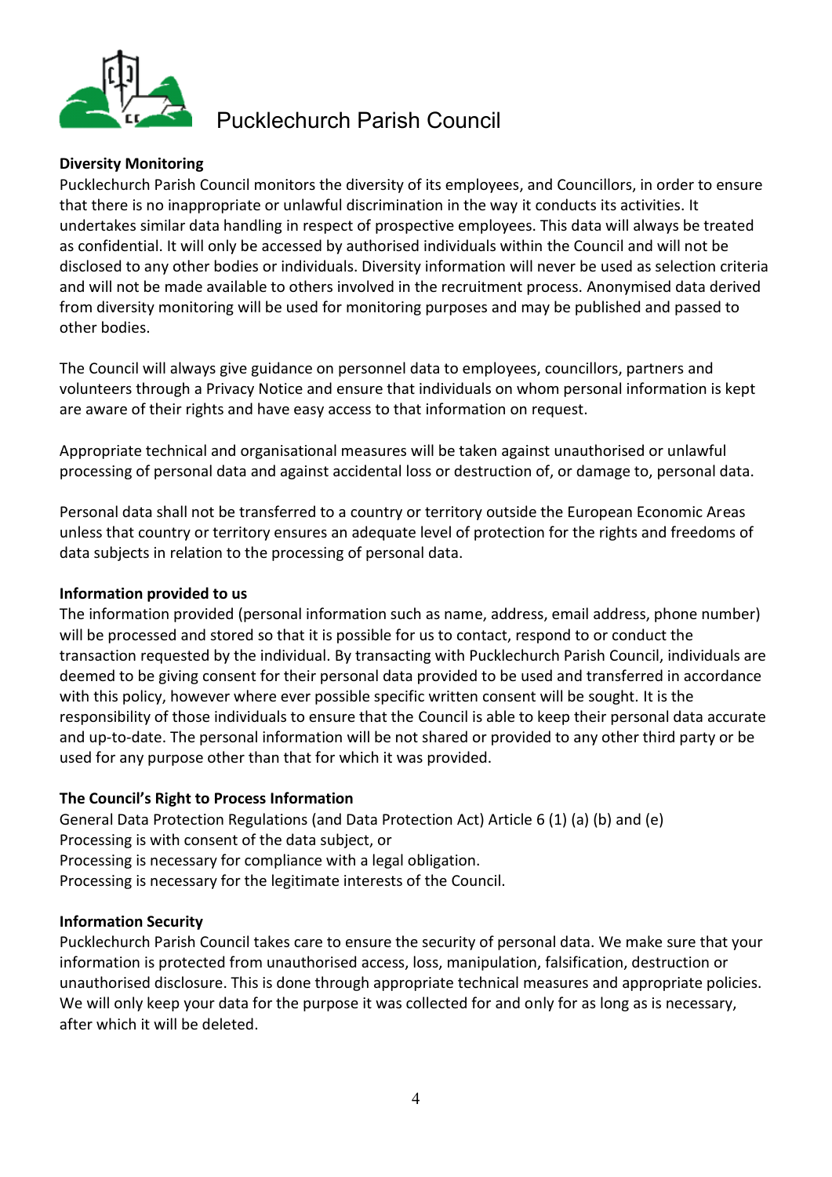Pucklechurch Parish Council

**Diversity Monitoring**
Pucklechurch Parish Council monitors the diversity of its employees, and Councillors, in order to ensure that there is no inappropriate or unlawful discrimination in the way it conducts its activities. It undertakes similar data handling in respect of prospective employees. This data will always be treated as confidential. It will only be accessed by authorised individuals within the Council and will not be disclosed to any other bodies or individuals. Diversity information will never be used as selection criteria and will not be made available to others involved in the recruitment process. Anonymised data derived from diversity monitoring will be used for monitoring purposes and may be published and passed to other bodies.

The Council will always give guidance on personnel data to employees, councillors, partners and volunteers through a Privacy Notice and ensure that individuals on whom personal information is kept are aware of their rights and have easy access to that information on request.

Appropriate technical and organisational measures will be taken against unauthorised or unlawful processing of personal data and against accidental loss or destruction of, or damage to, personal data.

Personal data shall not be transferred to a country or territory outside the European Economic Areas unless that country or territory ensures an adequate level of protection for the rights and freedoms of data subjects in relation to the processing of personal data.

**Information provided to us**
The information provided (personal information such as name, address, email address, phone number) will be processed and stored so that it is possible for us to contact, respond to or conduct the transaction requested by the individual. By transacting with Pucklechurch Parish Council, individuals are deemed to be giving consent for their personal data provided to be used and transferred in accordance with this policy, however where ever possible specific written consent will be sought. It is the responsibility of those individuals to ensure that the Council is able to keep their personal data accurate and up-to-date. The personal information will be not shared or provided to any other third party or be used for any purpose other than that for which it was provided.

**The Council's Right to Process Information**
General Data Protection Regulations (and Data Protection Act) Article 6 (1) (a) (b) and (e)
Processing is with consent of the data subject, or
Processing is necessary for compliance with a legal obligation.
Processing is necessary for the legitimate interests of the Council.

**Information Security**
Pucklechurch Parish Council takes care to ensure the security of personal data. We make sure that your information is protected from unauthorised access, loss, manipulation, falsification, destruction or unauthorised disclosure. This is done through appropriate technical measures and appropriate policies. We will only keep your data for the purpose it was collected for and only for as long as is necessary, after which it will be deleted.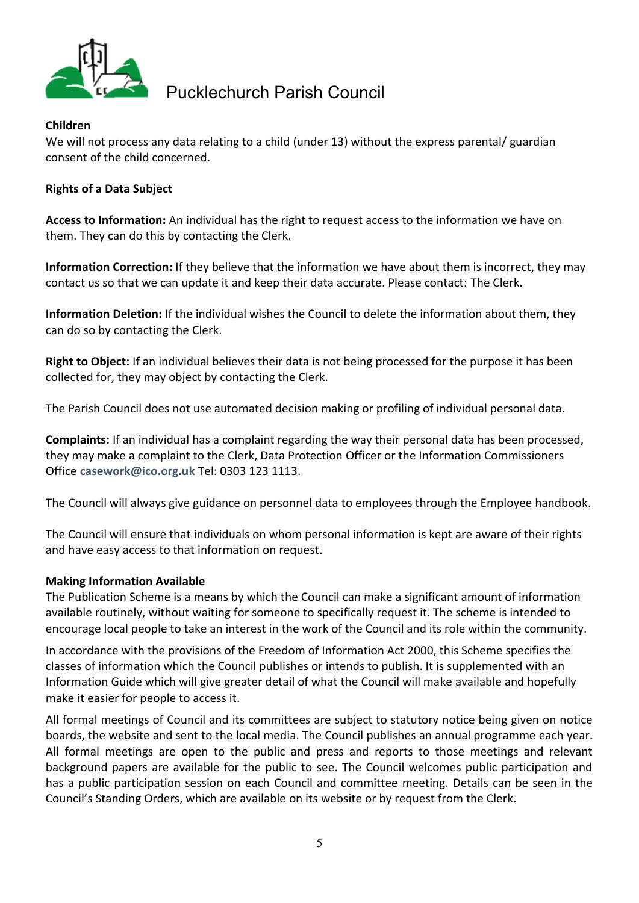**Children**

We will not process any data relating to a child (under 13) without the express parental/ guardian consent of the child concerned.

**Rights of a Data Subject**

**Access to Information:** An individual has the right to request access to the information we have on them. They can do this by contacting the Clerk.

**Information Correction:** If they believe that the information we have about them is incorrect, they may contact us so that we can update it and keep their data accurate. Please contact: The Clerk.

**Information Deletion:** If the individual wishes the Council to delete the information about them, they can do so by contacting the Clerk.

**Right to Object:** If an individual believes their data is not being processed for the purpose it has been collected for, they may object by contacting the Clerk.

The Parish Council does not use automated decision making or profiling of individual personal data.

**Complaints:** If an individual has a complaint regarding the way their personal data has been processed, they may make a complaint to the Clerk, Data Protection Officer or the Information Commissioners Office **casework@ico.org.uk** Tel: 0303 123 1113.

The Council will always give guidance on personnel data to employees through the Employee handbook.

The Council will ensure that individuals on whom personal information is kept are aware of their rights and have easy access to that information on request.

**Making Information Available**

The Publication Scheme is a means by which the Council can make a significant amount of information available routinely, without waiting for someone to specifically request it. The scheme is intended to encourage local people to take an interest in the work of the Council and its role within the community.

In accordance with the provisions of the Freedom of Information Act 2000, this Scheme specifies the classes of information which the Council publishes or intends to publish. It is supplemented with an Information Guide which will give greater detail of what the Council will make available and hopefully make it easier for people to access it.

All formal meetings of Council and its committees are subject to statutory notice being given on notice boards, the website and sent to the local media. The Council publishes an annual programme each year. All formal meetings are open to the public and press and reports to those meetings and relevant background papers are available for the public to see. The Council welcomes public participation and has a public participation session on each Council and committee meeting. Details can be seen in the Council's Standing Orders, which are available on its website or by request from the Clerk.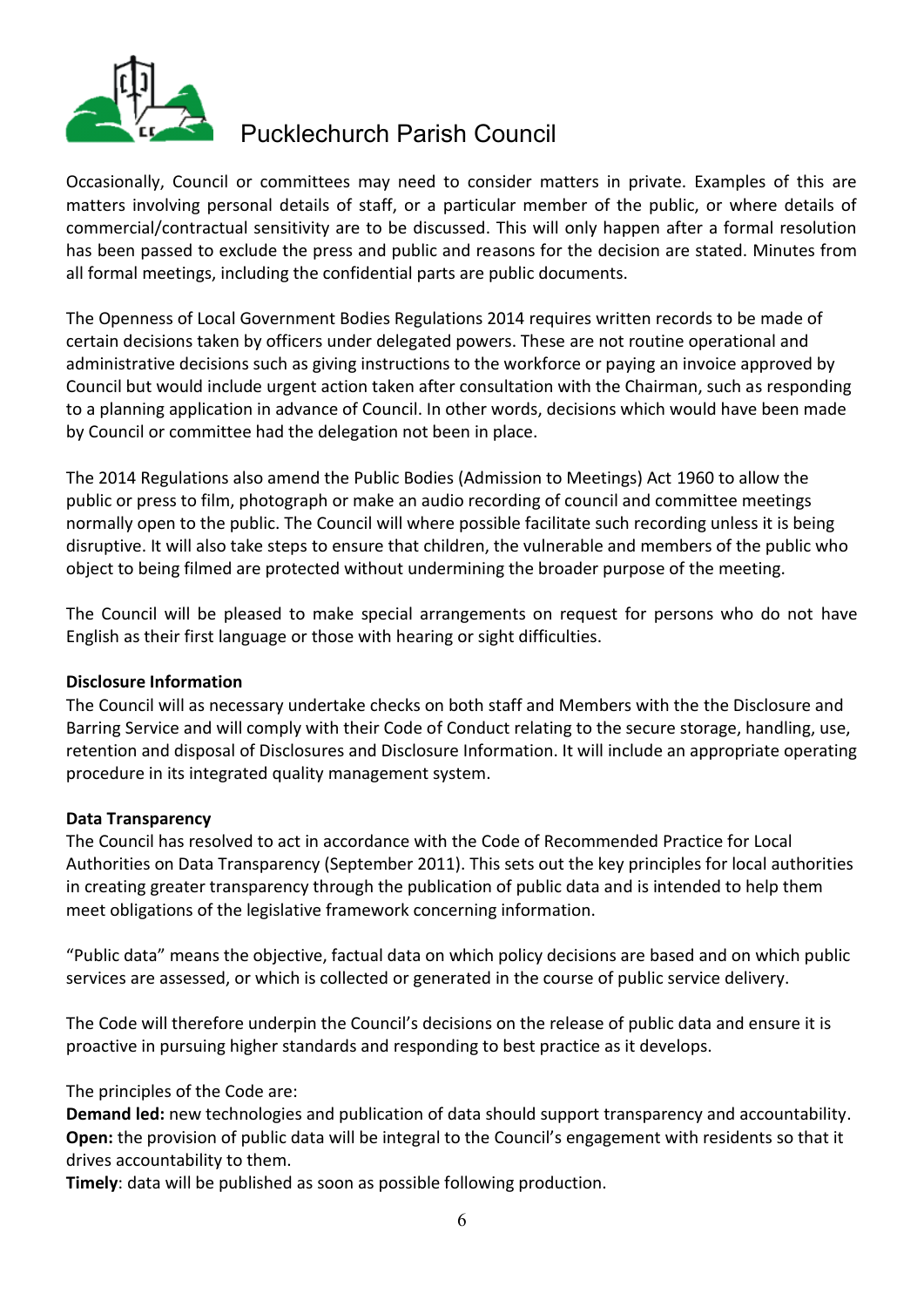Occasionally, Council or committees may need to consider matters in private. Examples of this are matters involving personal details of staff, or a particular member of the public, or where details of commercial/contractual sensitivity are to be discussed. This will only happen after a formal resolution has been passed to exclude the press and public and reasons for the decision are stated. Minutes from all formal meetings, including the confidential parts are public documents.

The Openness of Local Government Bodies Regulations 2014 requires written records to be made of certain decisions taken by officers under delegated powers. These are not routine operational and administrative decisions such as giving instructions to the workforce or paying an invoice approved by Council but would include urgent action taken after consultation with the Chairman, such as responding to a planning application in advance of Council. In other words, decisions which would have been made by Council or committee had the delegation not been in place.

The 2014 Regulations also amend the Public Bodies (Admission to Meetings) Act 1960 to allow the public or press to film, photograph or make an audio recording of council and committee meetings normally open to the public. The Council will where possible facilitate such recording unless it is being disruptive. It will also take steps to ensure that children, the vulnerable and members of the public who object to being filmed are protected without undermining the broader purpose of the meeting.

The Council will be pleased to make special arrangements on request for persons who do not have English as their first language or those with hearing or sight difficulties.

**Disclosure Information**

The Council will as necessary undertake checks on both staff and Members with the the Disclosure and Barring Service and will comply with their Code of Conduct relating to the secure storage, handling, use, retention and disposal of Disclosures and Disclosure Information. It will include an appropriate operating procedure in its integrated quality management system.

**Data Transparency**

The Council has resolved to act in accordance with the Code of Recommended Practice for Local Authorities on Data Transparency (September 2011). This sets out the key principles for local authorities in creating greater transparency through the publication of public data and is intended to help them meet obligations of the legislative framework concerning information.

"Public data" means the objective, factual data on which policy decisions are based and on which public services are assessed, or which is collected or generated in the course of public service delivery.

The Code will therefore underpin the Council's decisions on the release of public data and ensure it is proactive in pursuing higher standards and responding to best practice as it develops.

The principles of the Code are:

**Demand led:** new technologies and publication of data should support transparency and accountability.
**Open:** the provision of public data will be integral to the Council's engagement with residents so that it drives accountability to them.
**Timely**: data will be published as soon as possible following production.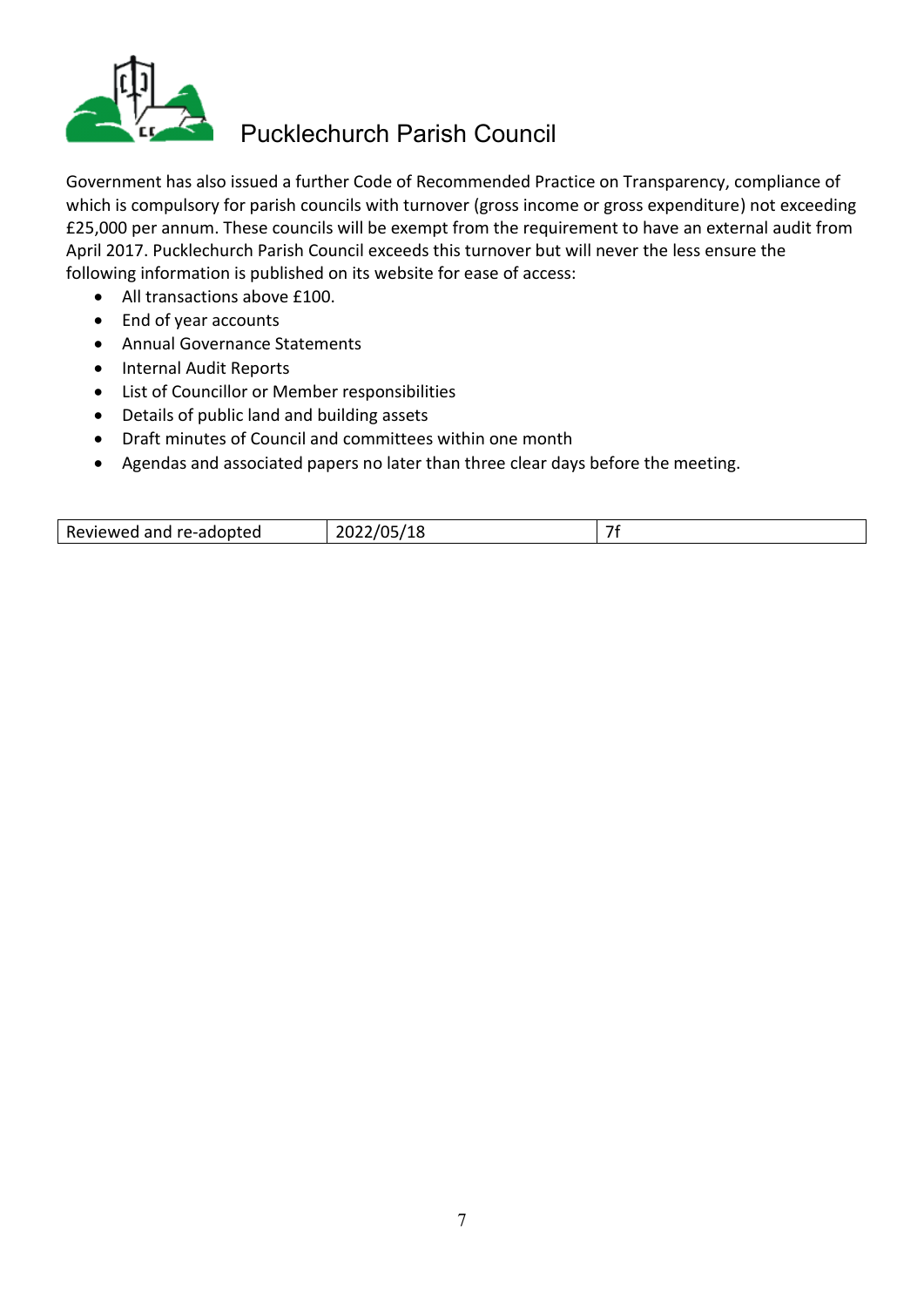Government has also issued a further Code of Recommended Practice on Transparency, compliance of which is compulsory for parish councils with turnover (gross income or gross expenditure) not exceeding £25,000 per annum. These councils will be exempt from the requirement to have an external audit from April 2017. Pucklechurch Parish Council exceeds this turnover but will never the less ensure the following information is published on its website for ease of access:

- All transactions above £100.
- End of year accounts
- Annual Governance Statements
- Internal Audit Reports
- List of Councillor or Member responsibilities
- Details of public land and building assets
- Draft minutes of Council and committees within one month
- Agendas and associated papers no later than three clear days before the meeting.

| | | |
|---|---|---|
| Reviewed and re-adopted | 2022/05/18 | 7f |